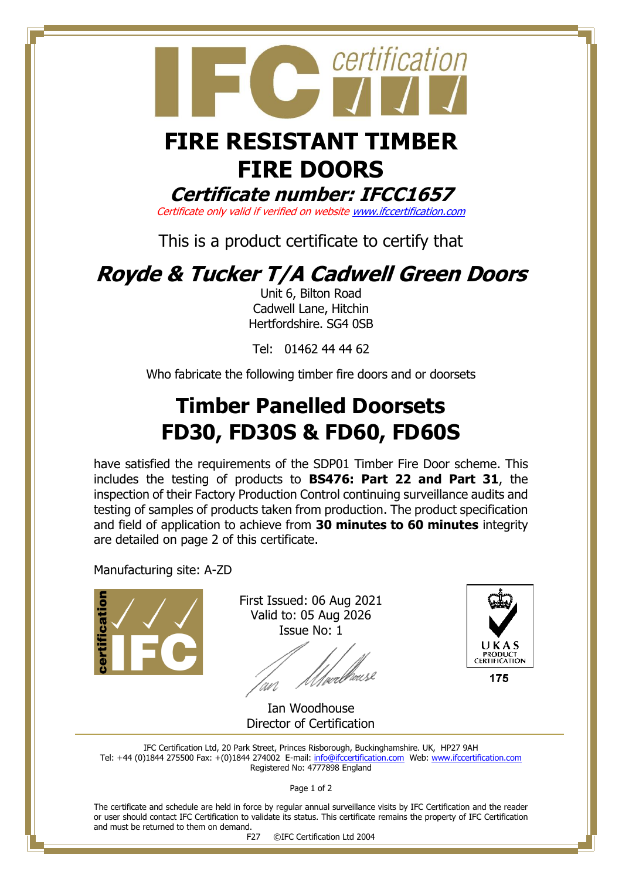# FIRE RESISTANT TIMBER FIRE DOORS

## *Certificate number: IFCC1657*

*Certificate only valid if verified on website [www.ifccertification.com](http://www.ifccertification.com)*

This is a product certificate to certify that

## *Royde & Tucker T/A Cadwell Green Doors*

Unit 6, Bilton Road
Cadwell Lane, Hitchin
Hertfordshire. SG4 0SB

Tel: 01462 44 44 62

Who fabricate the following timber fire doors and or doorsets

# Timber Panelled Doorsets FD30, FD30S & FD60, FD60S

have satisfied the requirements of the SDP01 Timber Fire Door scheme. This includes the testing of products to **BS476: Part 22 and Part 31**, the inspection of their Factory Production Control continuing surveillance audits and testing of samples of products taken from production. The product specification and field of application to achieve from **30 minutes to 60 minutes** integrity are detailed on page 2 of this certificate.

Manufacturing site: A-ZD

First Issued: 06 Aug 2021
Valid to: 05 Aug 2026
Issue No: 1

Ian Woodhouse
Director of Certification

UKAS PRODUCT CERTIFICATION 175

IFC Certification Ltd, 20 Park Street, Princes Risborough, Buckinghamshire. UK, HP27 9AH
Tel: +44 (0)1844 275500 Fax: +(0)1844 274002 E-mail: [info@ifccertification.com](mailto:info@ifccertification.com) Web: [www.ifccertification.com](http://www.ifccertification.com)
Registered No: 4777898 England

The certificate and schedule are held in force by regular annual surveillance visits by IFC Certification and the reader or user should contact IFC Certification to validate its status. This certificate remains the property of IFC Certification and must be returned to them on demand.

F27 ©IFC Certification Ltd 2004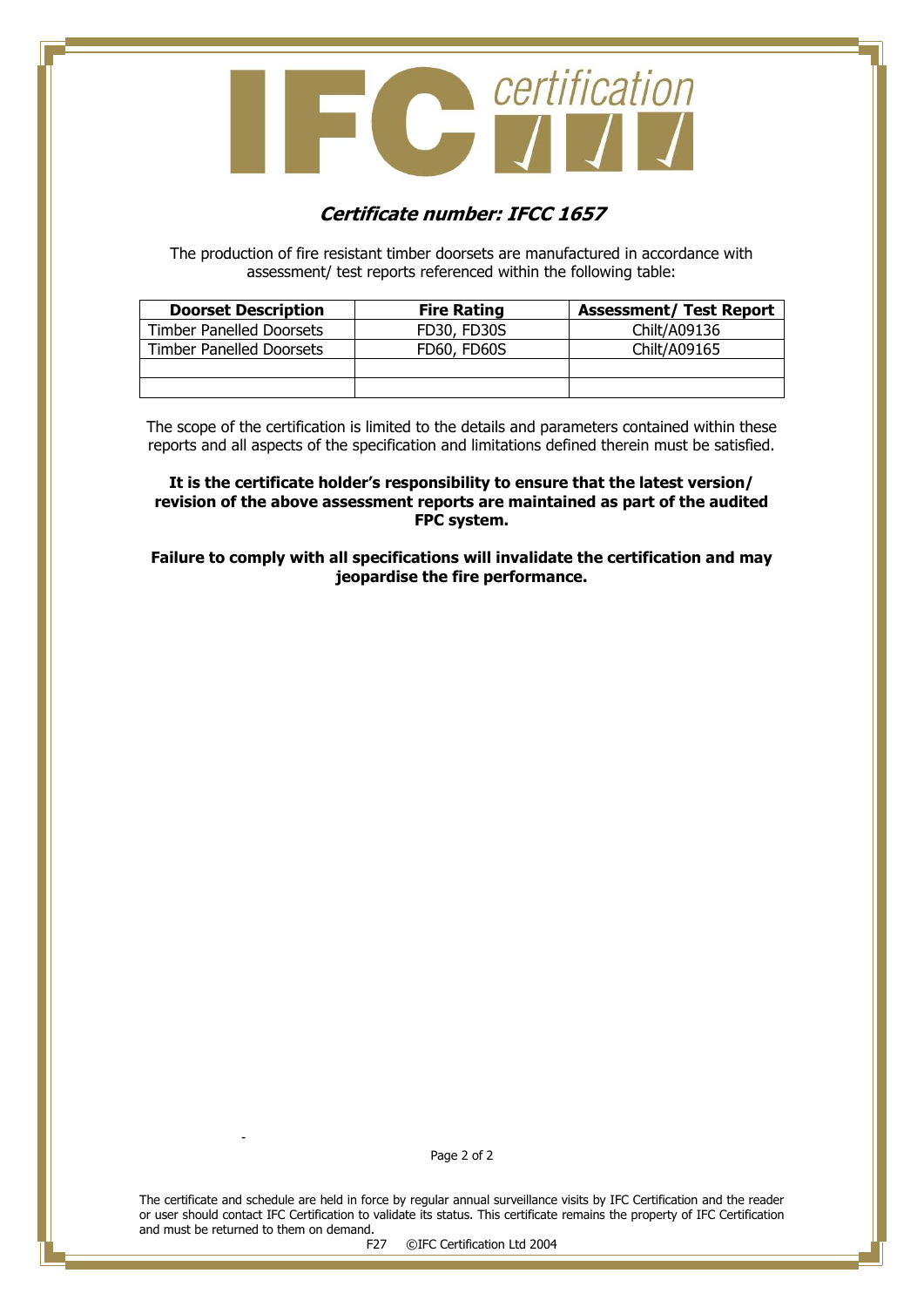## *Certificate number: IFCC 1657*

The production of fire resistant timber doorsets are manufactured in accordance with assessment/ test reports referenced within the following table:

| Doorset Description | Fire Rating | Assessment/ Test Report |
|---|---|---|
| Timber Panelled Doorsets | FD30, FD30S | Chilt/A09136 |
| Timber Panelled Doorsets | FD60, FD60S | Chilt/A09165 |
| | | |
| | | |

The scope of the certification is limited to the details and parameters contained within these reports and all aspects of the specification and limitations defined therein must be satisfied.

**It is the certificate holder's responsibility to ensure that the latest version/ revision of the above assessment reports are maintained as part of the audited FPC system.**

**Failure to comply with all specifications will invalidate the certification and may jeopardise the fire performance.**

The certificate and schedule are held in force by regular annual surveillance visits by IFC Certification and the reader or user should contact IFC Certification to validate its status. This certificate remains the property of IFC Certification and must be returned to them on demand.

F27 ©IFC Certification Ltd 2004